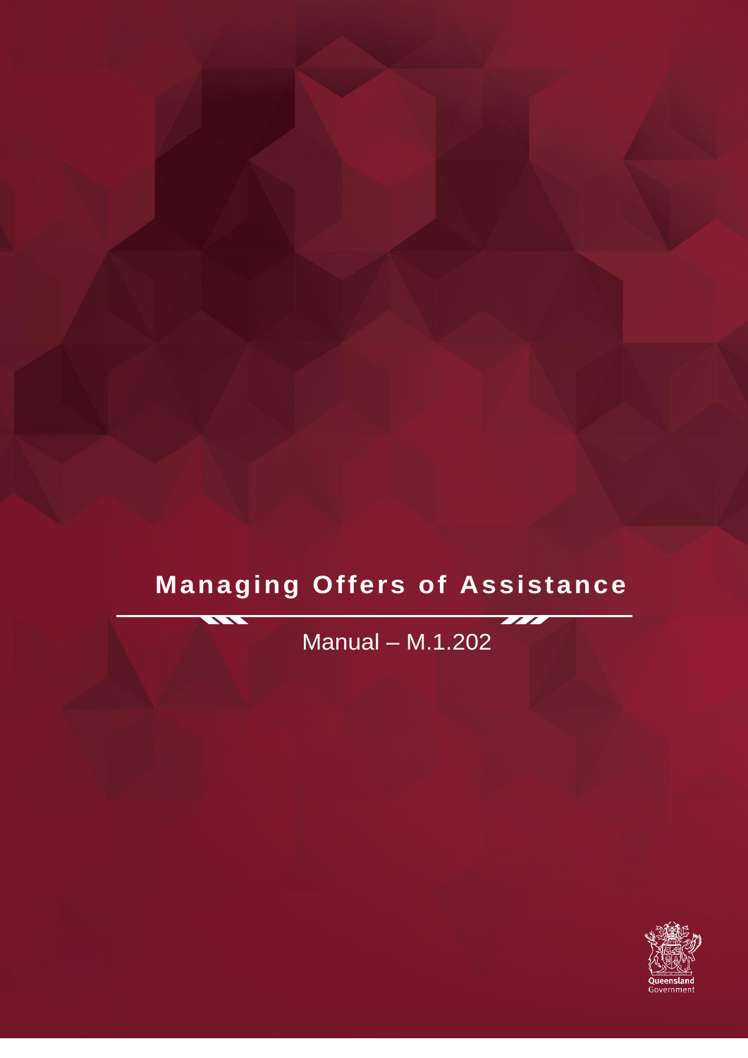# Managing Offers of Assistance

Manual – M.1.202

Queensland Government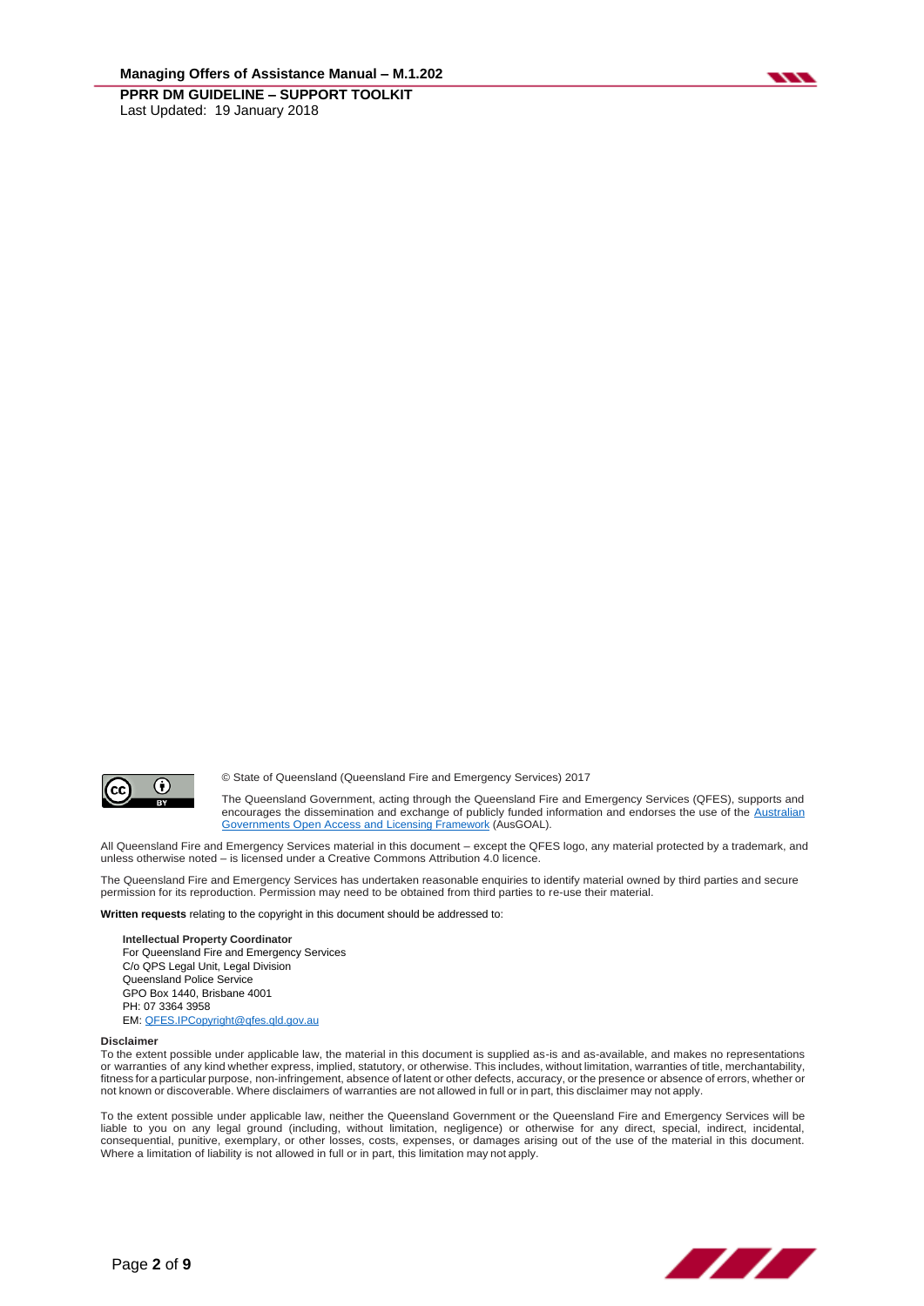© State of Queensland (Queensland Fire and Emergency Services) 2017

The Queensland Government, acting through the Queensland Fire and Emergency Services (QFES), supports and encourages the dissemination and exchange of publicly funded information and endorses the use of the Australian Governments Open Access and Licensing Framework (AusGOAL).

All Queensland Fire and Emergency Services material in this document – except the QFES logo, any material protected by a trademark, and unless otherwise noted – is licensed under a Creative Commons Attribution 4.0 licence.

The Queensland Fire and Emergency Services has undertaken reasonable enquiries to identify material owned by third parties and secure permission for its reproduction. Permission may need to be obtained from third parties to re-use their material.

**Written requests** relating to the copyright in this document should be addressed to:

**Intellectual Property Coordinator**
For Queensland Fire and Emergency Services
C/o QPS Legal Unit, Legal Division
Queensland Police Service
GPO Box 1440, Brisbane 4001
PH: 07 3364 3958
EM: QFES.IPCopyright@qfes.qld.gov.au

**Disclaimer**

To the extent possible under applicable law, the material in this document is supplied as-is and as-available, and makes no representations or warranties of any kind whether express, implied, statutory, or otherwise. This includes, without limitation, warranties of title, merchantability, fitness for a particular purpose, non-infringement, absence of latent or other defects, accuracy, or the presence or absence of errors, whether or not known or discoverable. Where disclaimers of warranties are not allowed in full or in part, this disclaimer may not apply.

To the extent possible under applicable law, neither the Queensland Government or the Queensland Fire and Emergency Services will be liable to you on any legal ground (including, without limitation, negligence) or otherwise for any direct, special, indirect, incidental, consequential, punitive, exemplary, or other losses, costs, expenses, or damages arising out of the use of the material in this document. Where a limitation of liability is not allowed in full or in part, this limitation may not apply.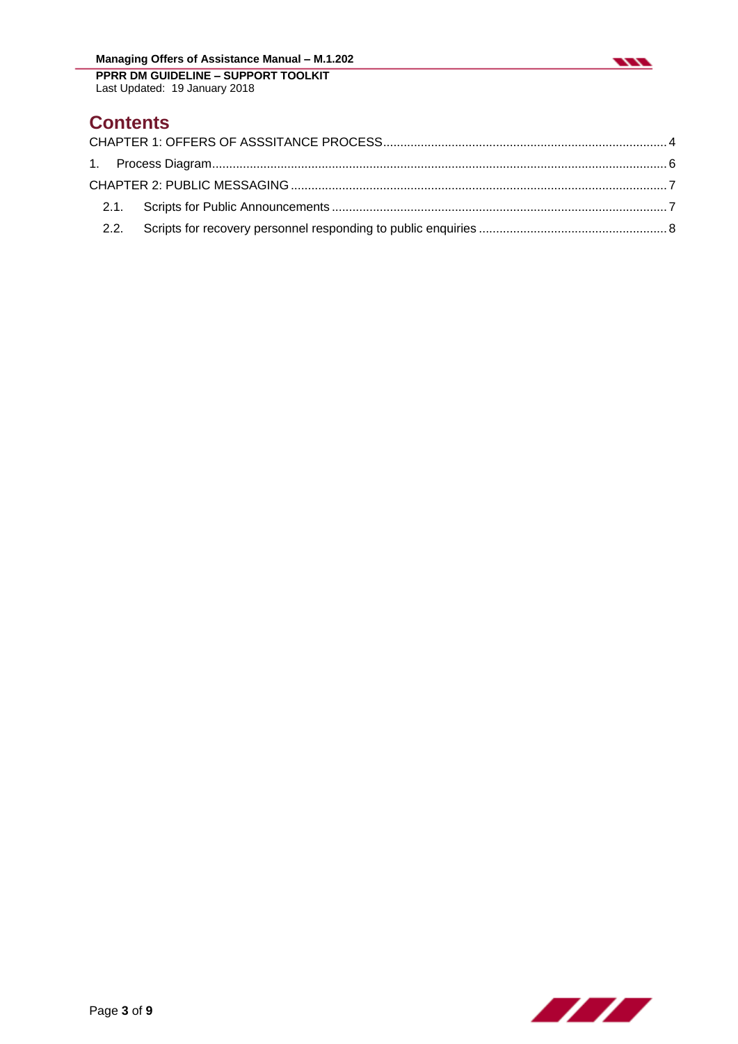# Contents

CHAPTER 1: OFFERS OF ASSSITANCE PROCESS .......... 4

1. Process Diagram .......... 6

CHAPTER 2: PUBLIC MESSAGING .......... 7

2.1. Scripts for Public Announcements .......... 7

2.2. Scripts for recovery personnel responding to public enquiries .......... 8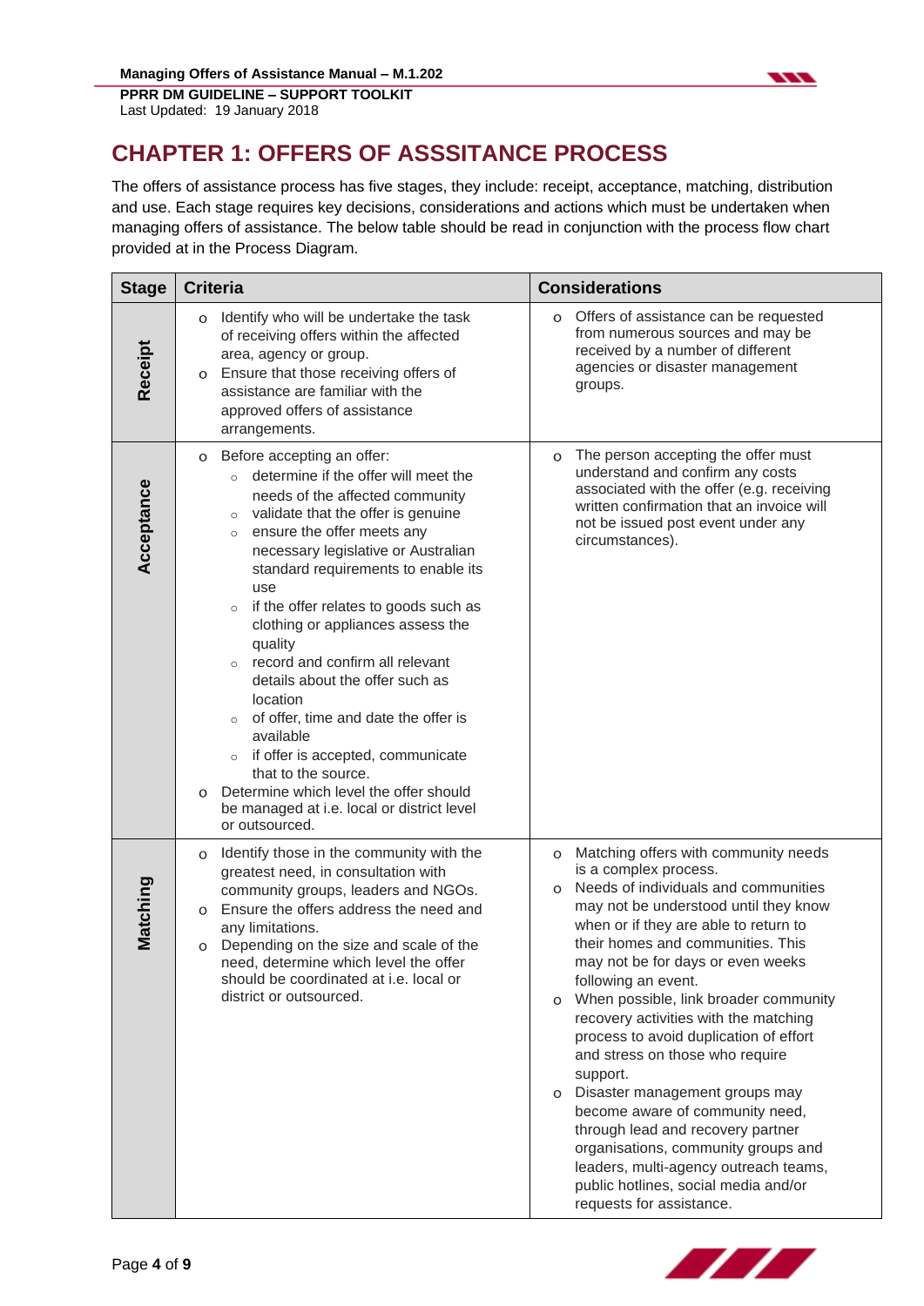# CHAPTER 1: OFFERS OF ASSSITANCE PROCESS

The offers of assistance process has five stages, they include: receipt, acceptance, matching, distribution and use. Each stage requires key decisions, considerations and actions which must be undertaken when managing offers of assistance. The below table should be read in conjunction with the process flow chart provided at in the Process Diagram.

| Stage | Criteria | Considerations |
|---|---|---|
| **Receipt** | o Identify who will be undertake the task of receiving offers within the affected area, agency or group.<br>o Ensure that those receiving offers of assistance are familiar with the approved offers of assistance arrangements. | o Offers of assistance can be requested from numerous sources and may be received by a number of different agencies or disaster management groups. |
| **Acceptance** | o Before accepting an offer:<br>&nbsp;&nbsp;&nbsp;&nbsp;○ determine if the offer will meet the needs of the affected community<br>&nbsp;&nbsp;&nbsp;&nbsp;○ validate that the offer is genuine<br>&nbsp;&nbsp;&nbsp;&nbsp;○ ensure the offer meets any necessary legislative or Australian standard requirements to enable its use<br>&nbsp;&nbsp;&nbsp;&nbsp;○ if the offer relates to goods such as clothing or appliances assess the quality<br>&nbsp;&nbsp;&nbsp;&nbsp;○ record and confirm all relevant details about the offer such as location<br>&nbsp;&nbsp;&nbsp;&nbsp;○ of offer, time and date the offer is available<br>&nbsp;&nbsp;&nbsp;&nbsp;○ if offer is accepted, communicate that to the source.<br>o Determine which level the offer should be managed at i.e. local or district level or outsourced. | o The person accepting the offer must understand and confirm any costs associated with the offer (e.g. receiving written confirmation that an invoice will not be issued post event under any circumstances). |
| **Matching** | o Identify those in the community with the greatest need, in consultation with community groups, leaders and NGOs.<br>o Ensure that the offers address the need and any limitations.<br>o Depending on the size and scale of the need, determine which level the offer should be coordinated at i.e. local or district or outsourced. | o Matching offers with community needs is a complex process.<br>o Needs of individuals and communities may not be understood until they know when or if they are able to return to their homes and communities. This may not be for days or even weeks following an event.<br>o When possible, link broader community recovery activities with the matching process to avoid duplication of effort and stress on those who require support.<br>o Disaster management groups may become aware of community need, through lead and recovery partner organisations, community groups and leaders, multi-agency outreach teams, public hotlines, social media and/or requests for assistance. |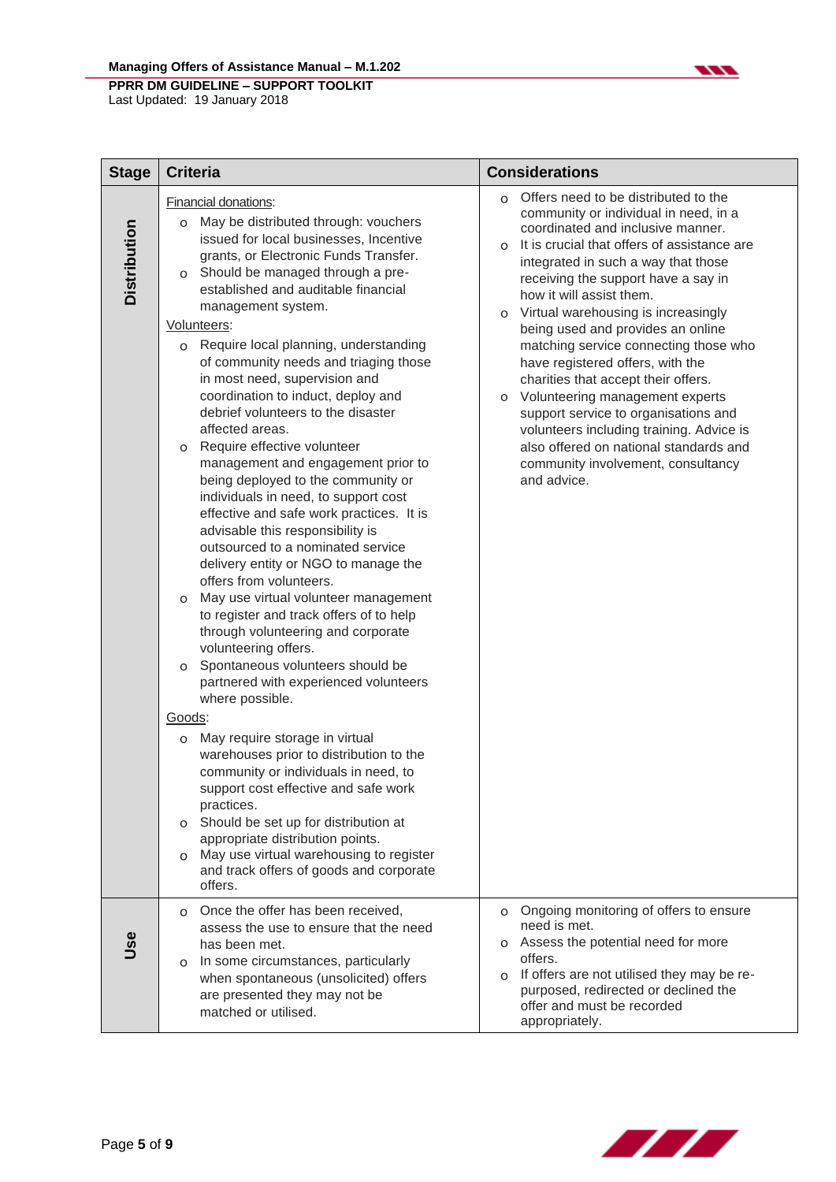| Stage | Criteria | Considerations |
|---|---|---|
| Distribution | Financial donations:<br>o May be distributed through: vouchers issued for local businesses, Incentive grants, or Electronic Funds Transfer.<br>o Should be managed through a pre-established and auditable financial management system.<br>Volunteers:<br>o Require local planning, understanding of community needs and triaging those in most need, supervision and coordination to induct, deploy and debrief volunteers to the disaster affected areas.<br>o Require effective volunteer management and engagement prior to being deployed to the community or individuals in need, to support cost effective and safe work practices. It is advisable this responsibility is outsourced to a nominated service delivery entity or NGO to manage the offers from volunteers.<br>o May use virtual volunteer management to register and track offers of to help through volunteering and corporate volunteering offers.<br>o Spontaneous volunteers should be partnered with experienced volunteers where possible.<br>Goods:<br>o May require storage in virtual warehouses prior to distribution to the community or individuals in need, to support cost effective and safe work practices.<br>o Should be set up for distribution at appropriate distribution points.<br>o May use virtual warehousing to register and track offers of goods and corporate offers. | o Offers need to be distributed to the community or individual in need, in a coordinated and inclusive manner.<br>o It is crucial that offers of assistance are integrated in such a way that those receiving the support have a say in how it will assist them.<br>o Virtual warehousing is increasingly being used and provides an online matching service connecting those who have registered offers, with the charities that accept their offers.<br>o Volunteering management experts support service to organisations and volunteers including training. Advice is also offered on national standards and community involvement, consultancy and advice. |
| Use | o Once the offer has been received, assess the use to ensure that the need has been met.<br>o In some circumstances, particularly when spontaneous (unsolicited) offers are presented they may not be matched or utilised. | o Ongoing monitoring of offers to ensure need is met.<br>o Assess the potential need for more offers.<br>o If offers are not utilised they may be re-purposed, redirected or declined the offer and must be recorded appropriately. |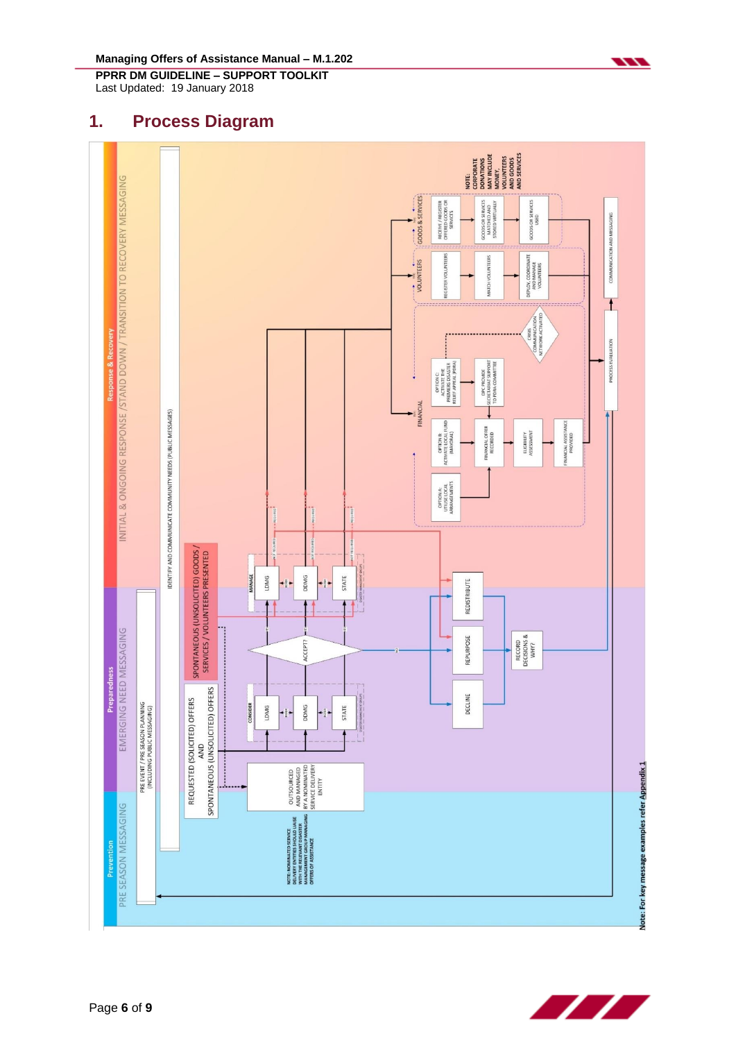# 1. Process Diagram

Prevention | Preparedness | Response & Recovery

PRE SEASON MESSAGING | EMERGING NEED MESSAGING | INITIAL & ONGOING RESPONSE /STAND DOWN / TRANSITION TO RECOVERY MESSAGING

PRE EVENT / PRE SEASON PLANNING (INCLUDING PUBLIC MESSAGING)

IDENTIFY AND COMMUNICATE COMMUNITY NEEDS (PUBLIC MESSAGES)

NOTE: NOMINATED SERVICE DELIVERY ENTITIES SHOULD LIAISE WITH THE RELEVANT DISASTER MANAGEMENT GROUP MANAGING OFFERS OF ASSISTANCE

OUTSOURCED AND MANAGED BY A NOMINATED SERVICE DELIVERY ENTITY

REQUESTED (SOLICITED) OFFERS AND SPONTANEOUS (UNSOLICITED) OFFERS

CONSIDER: LDMG | DDMG | STATE

SPONTANEOUS (UNSOLICITED) GOODS / SERVICES / VOLUNTEERS PRESENTED

ACCEPT?

NO: DECLINE | REPURPOSE | REDISTRIBUTE → RECORD DECISIONS & WHY?

MANAGE: LDMG | DDMG | STATE

FINANCIAL:
- OPTION A: UTILISE LOCAL ARRANGEMENTS
- OPTION B: ACTIVATE LOCAL FUND (MAYORAL) → FINANCIAL OFFER RECORDED → ELIGIBILITY ASSESSMENT → FINANCIAL ASSISTANCE PROVIDED
- OPTION C: ACTIVATE THE PREMIERS DISASTER RELIEF APPEAL (PDRA) → DPC PROVIDE SECRETARIAT SUPPORT TO PDRA COMMITTEE
- CRISIS COMMUNICATION NETWORK ACTIVATED

VOLUNTEERS: REGISTER VOLUNTEERS → MATCH VOLUNTEERS → DEPLOY, COORDINATE AND MANAGE VOLUNTEERS

GOODS & SERVICES: RECEIVE / REGISTER OFFERED GOODS OR SERVICES → GOODS OR SERVICES MATCHED AND STORED VIRTUALLY → GOODS OR SERVICES USED

NOTE: CORPORATE DONATIONS MAY INCLUDE MONEY, VOLUNTEERS AND GOODS AND SERVICES

PROCESS EVALUATION

COMMUNICATION AND MESSAGING

Note: For key message examples refer Appendix 1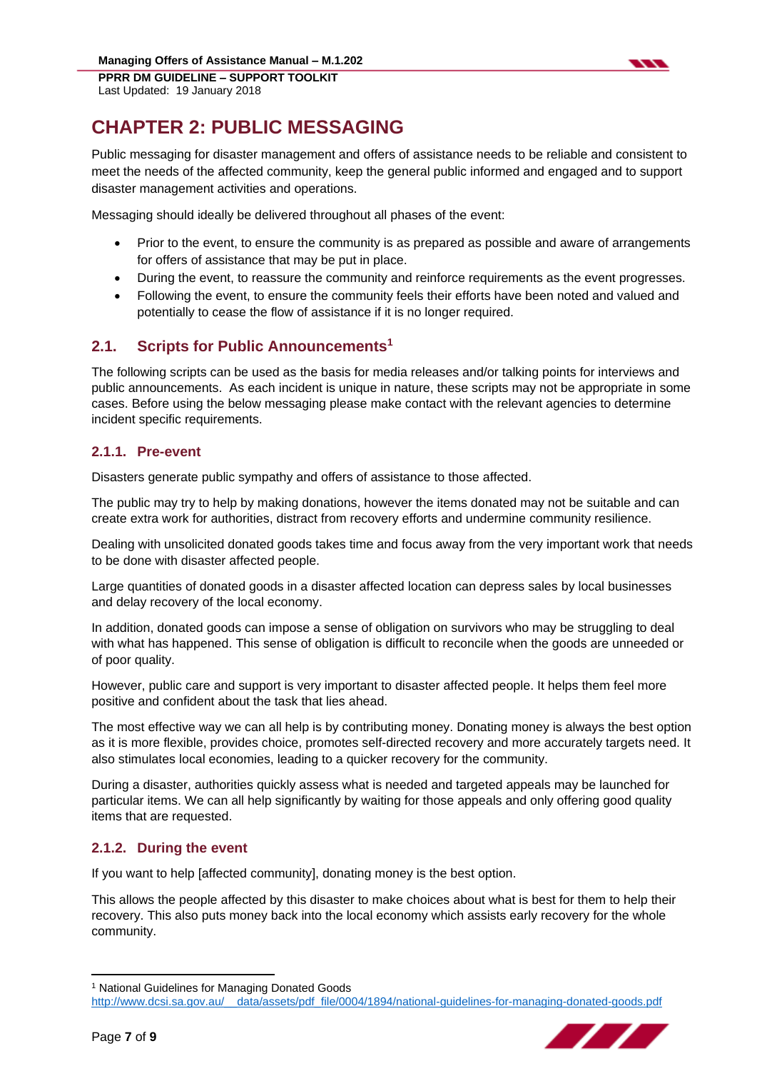# CHAPTER 2: PUBLIC MESSAGING

Public messaging for disaster management and offers of assistance needs to be reliable and consistent to meet the needs of the affected community, keep the general public informed and engaged and to support disaster management activities and operations.

Messaging should ideally be delivered throughout all phases of the event:

- Prior to the event, to ensure the community is as prepared as possible and aware of arrangements for offers of assistance that may be put in place.
- During the event, to reassure the community and reinforce requirements as the event progresses.
- Following the event, to ensure the community feels their efforts have been noted and valued and potentially to cease the flow of assistance if it is no longer required.

## 2.1. Scripts for Public Announcements[1]

The following scripts can be used as the basis for media releases and/or talking points for interviews and public announcements. As each incident is unique in nature, these scripts may not be appropriate in some cases. Before using the below messaging please make contact with the relevant agencies to determine incident specific requirements.

### 2.1.1. Pre-event

Disasters generate public sympathy and offers of assistance to those affected.

The public may try to help by making donations, however the items donated may not be suitable and can create extra work for authorities, distract from recovery efforts and undermine community resilience.

Dealing with unsolicited donated goods takes time and focus away from the very important work that needs to be done with disaster affected people.

Large quantities of donated goods in a disaster affected location can depress sales by local businesses and delay recovery of the local economy.

In addition, donated goods can impose a sense of obligation on survivors who may be struggling to deal with what has happened. This sense of obligation is difficult to reconcile when the goods are unneeded or of poor quality.

However, public care and support is very important to disaster affected people. It helps them feel more positive and confident about the task that lies ahead.

The most effective way we can all help is by contributing money. Donating money is always the best option as it is more flexible, provides choice, promotes self-directed recovery and more accurately targets need. It also stimulates local economies, leading to a quicker recovery for the community.

During a disaster, authorities quickly assess what is needed and targeted appeals may be launched for particular items. We can all help significantly by waiting for those appeals and only offering good quality items that are requested.

### 2.1.2. During the event

If you want to help [affected community], donating money is the best option.

This allows the people affected by this disaster to make choices about what is best for them to help their recovery. This also puts money back into the local economy which assists early recovery for the whole community.

---

[1] National Guidelines for Managing Donated Goods
http://www.dcsi.sa.gov.au/__data/assets/pdf_file/0004/1894/national-guidelines-for-managing-donated-goods.pdf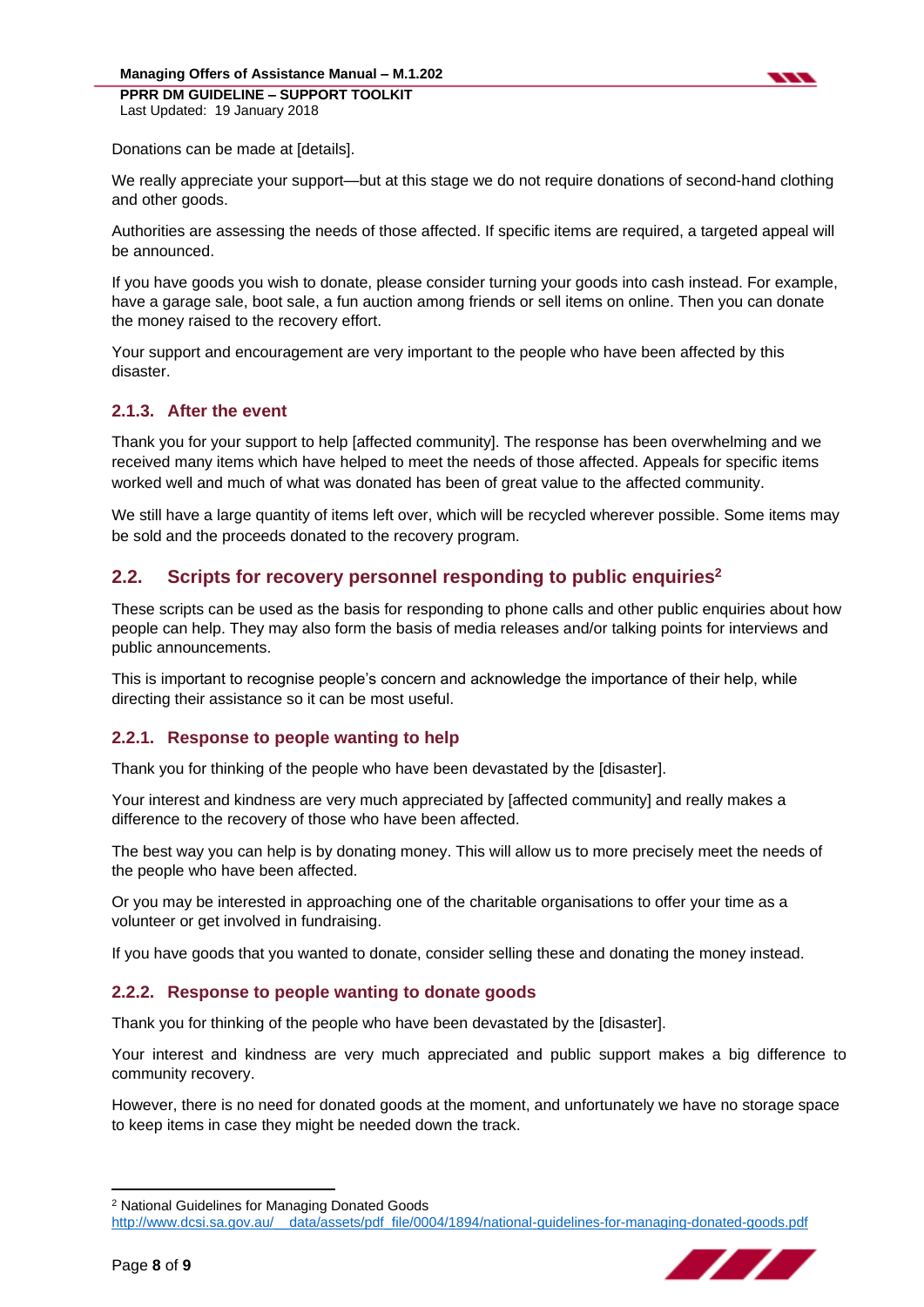Donations can be made at [details].

We really appreciate your support—but at this stage we do not require donations of second-hand clothing and other goods.

Authorities are assessing the needs of those affected. If specific items are required, a targeted appeal will be announced.

If you have goods you wish to donate, please consider turning your goods into cash instead. For example, have a garage sale, boot sale, a fun auction among friends or sell items on online. Then you can donate the money raised to the recovery effort.

Your support and encouragement are very important to the people who have been affected by this disaster.

### 2.1.3. After the event

Thank you for your support to help [affected community]. The response has been overwhelming and we received many items which have helped to meet the needs of those affected. Appeals for specific items worked well and much of what was donated has been of great value to the affected community.

We still have a large quantity of items left over, which will be recycled wherever possible. Some items may be sold and the proceeds donated to the recovery program.

## 2.2. Scripts for recovery personnel responding to public enquiries[2]

These scripts can be used as the basis for responding to phone calls and other public enquiries about how people can help. They may also form the basis of media releases and/or talking points for interviews and public announcements.

This is important to recognise people's concern and acknowledge the importance of their help, while directing their assistance so it can be most useful.

### 2.2.1. Response to people wanting to help

Thank you for thinking of the people who have been devastated by the [disaster].

Your interest and kindness are very much appreciated by [affected community] and really makes a difference to the recovery of those who have been affected.

The best way you can help is by donating money. This will allow us to more precisely meet the needs of the people who have been affected.

Or you may be interested in approaching one of the charitable organisations to offer your time as a volunteer or get involved in fundraising.

If you have goods that you wanted to donate, consider selling these and donating the money instead.

### 2.2.2. Response to people wanting to donate goods

Thank you for thinking of the people who have been devastated by the [disaster].

Your interest and kindness are very much appreciated and public support makes a big difference to community recovery.

However, there is no need for donated goods at the moment, and unfortunately we have no storage space to keep items in case they might be needed down the track.

---

[2] National Guidelines for Managing Donated Goods
http://www.dcsi.sa.gov.au/__data/assets/pdf_file/0004/1894/national-guidelines-for-managing-donated-goods.pdf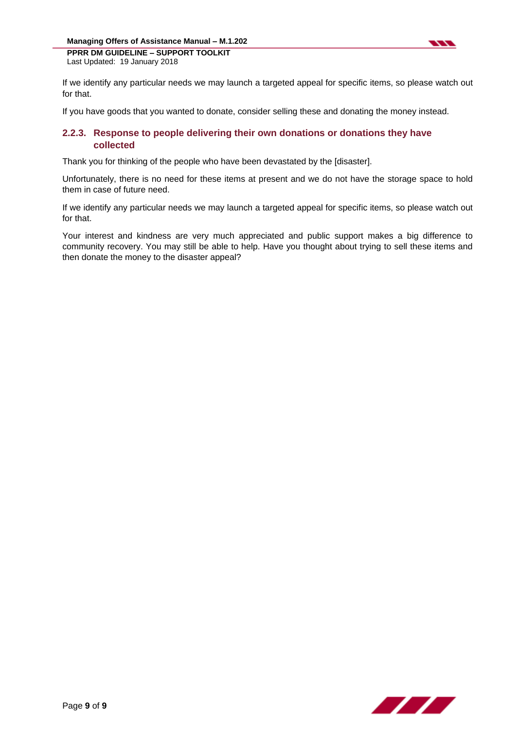If we identify any particular needs we may launch a targeted appeal for specific items, so please watch out for that.

If you have goods that you wanted to donate, consider selling these and donating the money instead.

### 2.2.3. Response to people delivering their own donations or donations they have collected

Thank you for thinking of the people who have been devastated by the [disaster].

Unfortunately, there is no need for these items at present and we do not have the storage space to hold them in case of future need.

If we identify any particular needs we may launch a targeted appeal for specific items, so please watch out for that.

Your interest and kindness are very much appreciated and public support makes a big difference to community recovery. You may still be able to help. Have you thought about trying to sell these items and then donate the money to the disaster appeal?